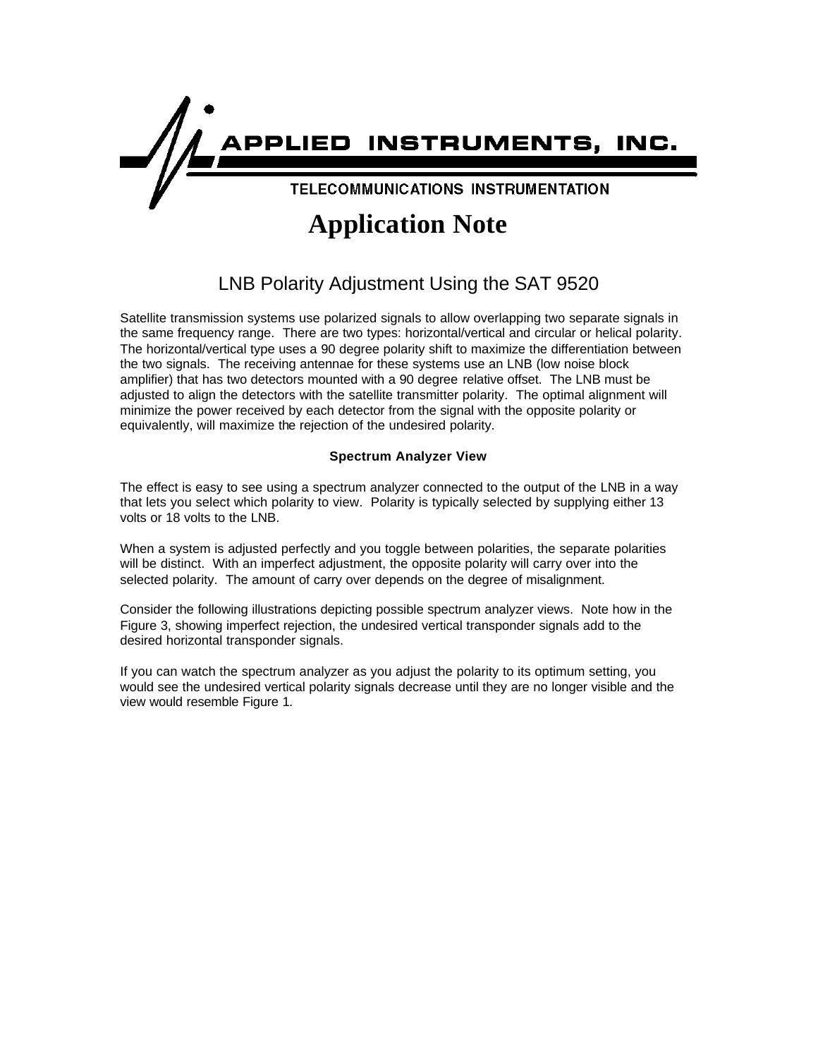APPLIED INSTRUMENTS, INC.

TELECOMMUNICATIONS INSTRUMENTATION

# Application Note

## LNB Polarity Adjustment Using the SAT 9520

Satellite transmission systems use polarized signals to allow overlapping two separate signals in the same frequency range. There are two types: horizontal/vertical and circular or helical polarity. The horizontal/vertical type uses a 90 degree polarity shift to maximize the differentiation between the two signals. The receiving antennae for these systems use an LNB (low noise block amplifier) that has two detectors mounted with a 90 degree relative offset. The LNB must be adjusted to align the detectors with the satellite transmitter polarity. The optimal alignment will minimize the power received by each detector from the signal with the opposite polarity or equivalently, will maximize the rejection of the undesired polarity.

### Spectrum Analyzer View

The effect is easy to see using a spectrum analyzer connected to the output of the LNB in a way that lets you select which polarity to view. Polarity is typically selected by supplying either 13 volts or 18 volts to the LNB.

When a system is adjusted perfectly and you toggle between polarities, the separate polarities will be distinct. With an imperfect adjustment, the opposite polarity will carry over into the selected polarity. The amount of carry over depends on the degree of misalignment.

Consider the following illustrations depicting possible spectrum analyzer views. Note how in the Figure 3, showing imperfect rejection, the undesired vertical transponder signals add to the desired horizontal transponder signals.

If you can watch the spectrum analyzer as you adjust the polarity to its optimum setting, you would see the undesired vertical polarity signals decrease until they are no longer visible and the view would resemble Figure 1.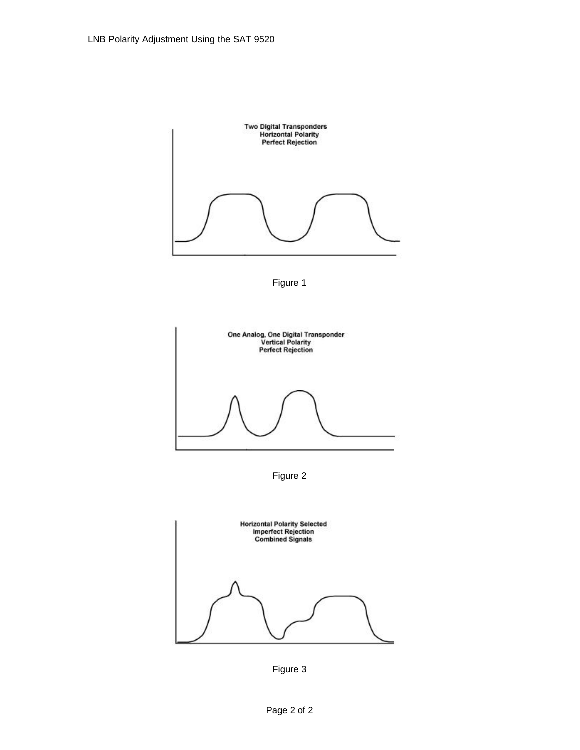Two Digital Transponders
Horizontal Polarity
Perfect Rejection

Figure 1

One Analog, One Digital Transponder
Vertical Polarity
Perfect Rejection

Figure 2

Horizontal Polarity Selected
Imperfect Rejection
Combined Signals

Figure 3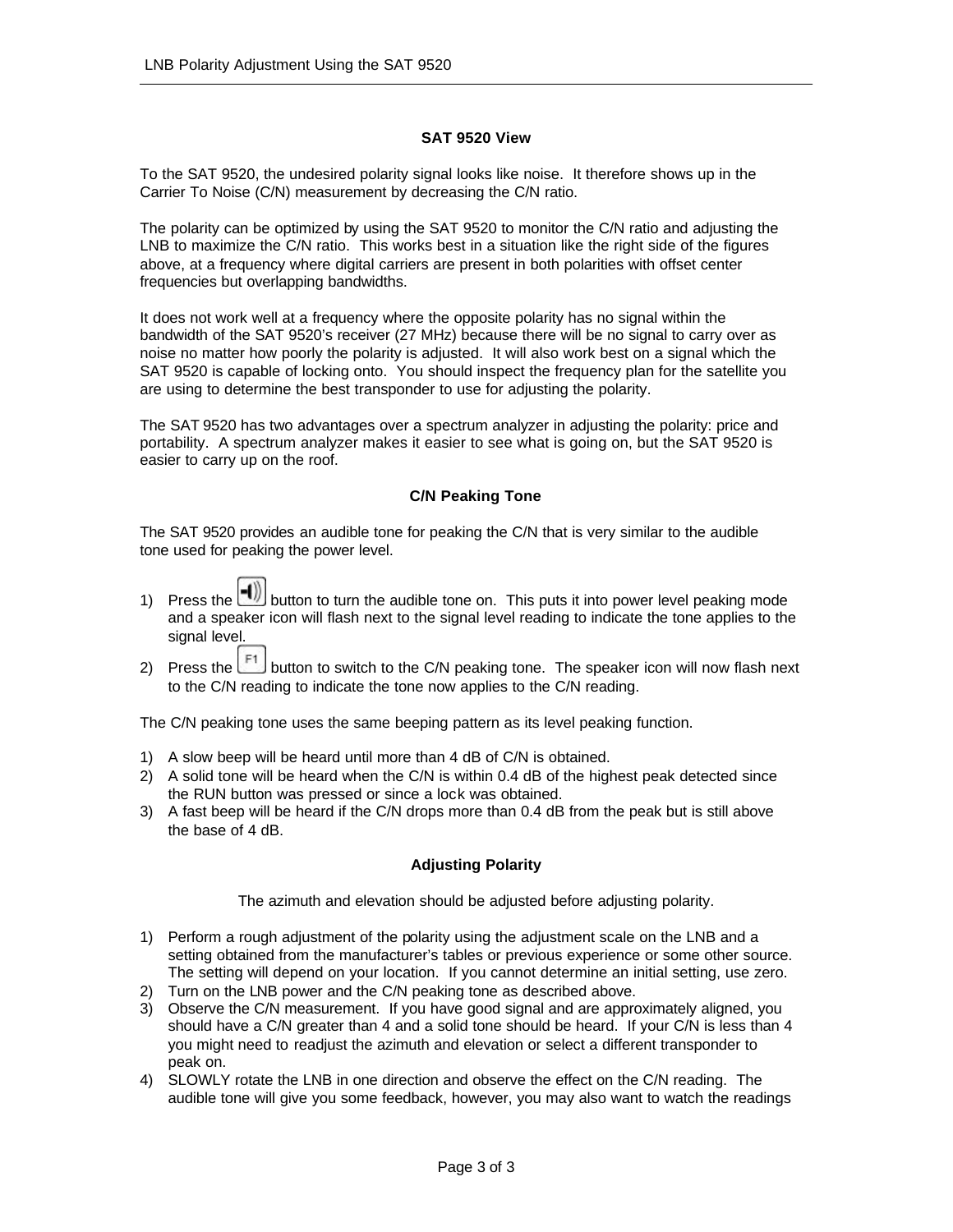### SAT 9520 View

To the SAT 9520, the undesired polarity signal looks like noise. It therefore shows up in the Carrier To Noise (C/N) measurement by decreasing the C/N ratio.

The polarity can be optimized by using the SAT 9520 to monitor the C/N ratio and adjusting the LNB to maximize the C/N ratio. This works best in a situation like the right side of the figures above, at a frequency where digital carriers are present in both polarities with offset center frequencies but overlapping bandwidths.

It does not work well at a frequency where the opposite polarity has no signal within the bandwidth of the SAT 9520's receiver (27 MHz) because there will be no signal to carry over as noise no matter how poorly the polarity is adjusted. It will also work best on a signal which the SAT 9520 is capable of locking onto. You should inspect the frequency plan for the satellite you are using to determine the best transponder to use for adjusting the polarity.

The SAT 9520 has two advantages over a spectrum analyzer in adjusting the polarity: price and portability. A spectrum analyzer makes it easier to see what is going on, but the SAT 9520 is easier to carry up on the roof.

### C/N Peaking Tone

The SAT 9520 provides an audible tone for peaking the C/N that is very similar to the audible tone used for peaking the power level.

1) Press the [speaker] button to turn the audible tone on. This puts it into power level peaking mode and a speaker icon will flash next to the signal level reading to indicate the tone applies to the signal level.
2) Press the [F1] button to switch to the C/N peaking tone. The speaker icon will now flash next to the C/N reading to indicate the tone now applies to the C/N reading.

The C/N peaking tone uses the same beeping pattern as its level peaking function.

1) A slow beep will be heard until more than 4 dB of C/N is obtained.
2) A solid tone will be heard when the C/N is within 0.4 dB of the highest peak detected since the RUN button was pressed or since a lock was obtained.
3) A fast beep will be heard if the C/N drops more than 0.4 dB from the peak but is still above the base of 4 dB.

### Adjusting Polarity

The azimuth and elevation should be adjusted before adjusting polarity.

1) Perform a rough adjustment of the polarity using the adjustment scale on the LNB and a setting obtained from the manufacturer's tables or previous experience or some other source. The setting will depend on your location. If you cannot determine an initial setting, use zero.
2) Turn on the LNB power and the C/N peaking tone as described above.
3) Observe the C/N measurement. If you have good signal and are approximately aligned, you should have a C/N greater than 4 and a solid tone should be heard. If your C/N is less than 4 you might need to readjust the azimuth and elevation or select a different transponder to peak on.
4) SLOWLY rotate the LNB in one direction and observe the effect on the C/N reading. The audible tone will give you some feedback, however, you may also want to watch the readings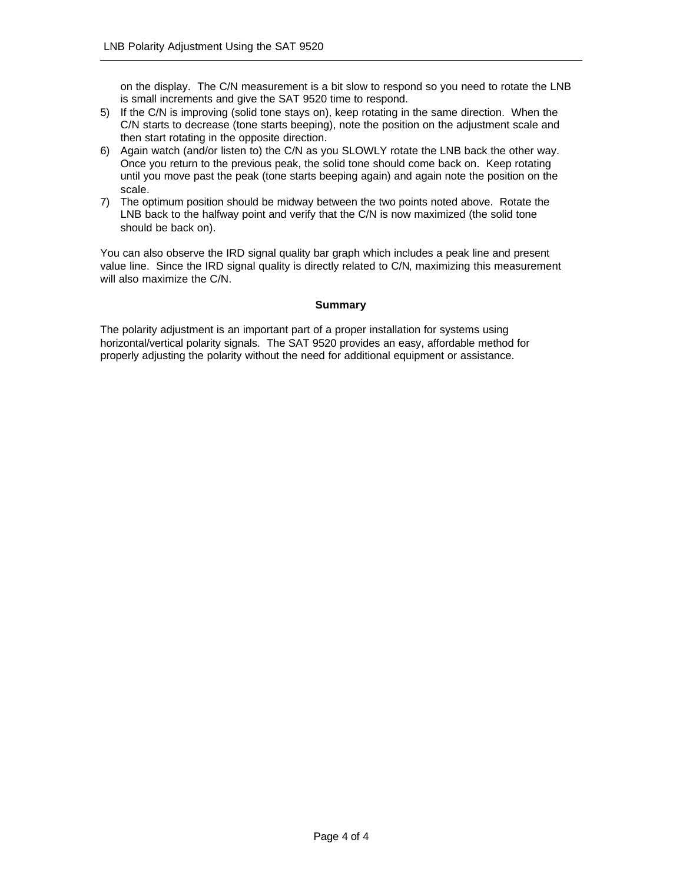on the display. The C/N measurement is a bit slow to respond so you need to rotate the LNB is small increments and give the SAT 9520 time to respond.

5) If the C/N is improving (solid tone stays on), keep rotating in the same direction. When the C/N starts to decrease (tone starts beeping), note the position on the adjustment scale and then start rotating in the opposite direction.
6) Again watch (and/or listen to) the C/N as you SLOWLY rotate the LNB back the other way. Once you return to the previous peak, the solid tone should come back on. Keep rotating until you move past the peak (tone starts beeping again) and again note the position on the scale.
7) The optimum position should be midway between the two points noted above. Rotate the LNB back to the halfway point and verify that the C/N is now maximized (the solid tone should be back on).

You can also observe the IRD signal quality bar graph which includes a peak line and present value line. Since the IRD signal quality is directly related to C/N, maximizing this measurement will also maximize the C/N.

## Summary

The polarity adjustment is an important part of a proper installation for systems using horizontal/vertical polarity signals. The SAT 9520 provides an easy, affordable method for properly adjusting the polarity without the need for additional equipment or assistance.